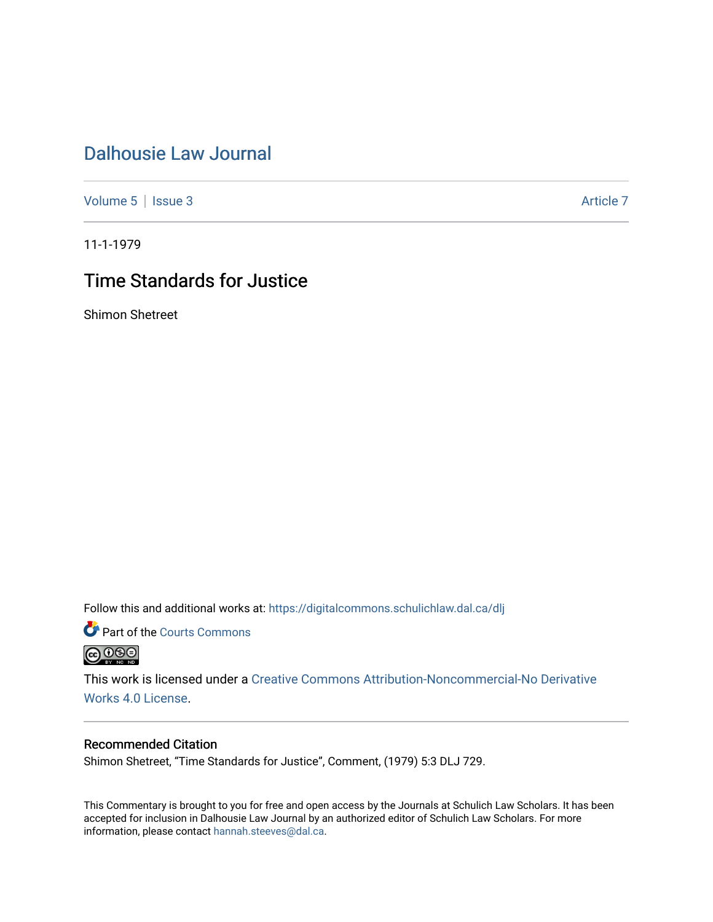# Dalhousie Law Journal

Volume 5 | Issue 3 Article 7

11-1-1979

## Time Standards for Justice

Shimon Shetreet

Follow this and additional works at: https://digitalcommons.schulichlaw.dal.ca/dlj

Part of the Courts Commons

This work is licensed under a Creative Commons Attribution-Noncommercial-No Derivative Works 4.0 License.

### Recommended Citation

Shimon Shetreet, "Time Standards for Justice", Comment, (1979) 5:3 DLJ 729.

This Commentary is brought to you for free and open access by the Journals at Schulich Law Scholars. It has been accepted for inclusion in Dalhousie Law Journal by an authorized editor of Schulich Law Scholars. For more information, please contact hannah.steeves@dal.ca.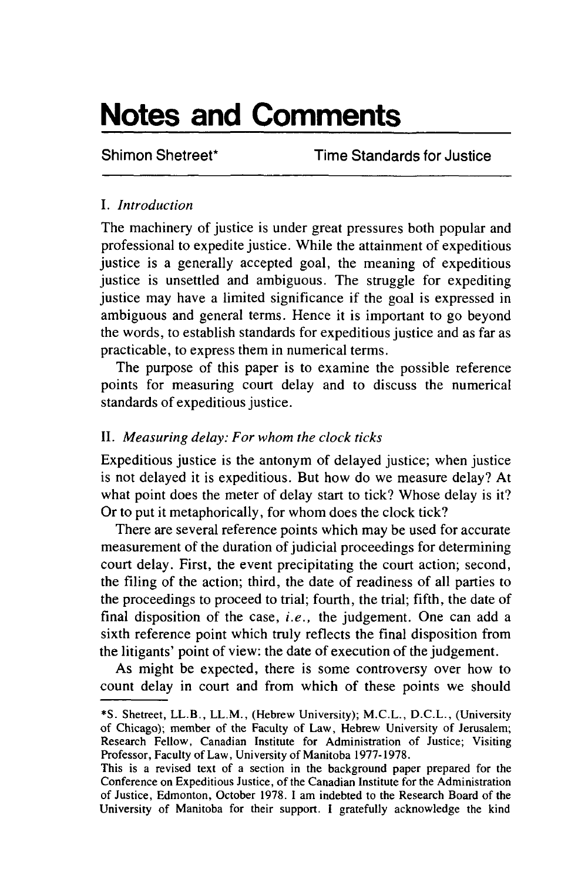# Notes and Comments

**Shimon Shetreet*** **Time Standards for Justice**

## I. *Introduction*

The machinery of justice is under great pressures both popular and professional to expedite justice. While the attainment of expeditious justice is a generally accepted goal, the meaning of expeditious justice is unsettled and ambiguous. The struggle for expediting justice may have a limited significance if the goal is expressed in ambiguous and general terms. Hence it is important to go beyond the words, to establish standards for expeditious justice and as far as practicable, to express them in numerical terms.

The purpose of this paper is to examine the possible reference points for measuring court delay and to discuss the numerical standards of expeditious justice.

## II. *Measuring delay: For whom the clock ticks*

Expeditious justice is the antonym of delayed justice; when justice is not delayed it is expeditious. But how do we measure delay? At what point does the meter of delay start to tick? Whose delay is it? Or to put it metaphorically, for whom does the clock tick?

There are several reference points which may be used for accurate measurement of the duration of judicial proceedings for determining court delay. First, the event precipitating the court action; second, the filing of the action; third, the date of readiness of all parties to the proceedings to proceed to trial; fourth, the trial; fifth, the date of final disposition of the case, *i.e.*, the judgement. One can add a sixth reference point which truly reflects the final disposition from the litigants' point of view: the date of execution of the judgement.

As might be expected, there is some controversy over how to count delay in court and from which of these points we should

---

*S. Shetreet, LL.B., LL.M., (Hebrew University); M.C.L., D.C.L., (University of Chicago); member of the Faculty of Law, Hebrew University of Jerusalem; Research Fellow, Canadian Institute for Administration of Justice; Visiting Professor, Faculty of Law, University of Manitoba 1977-1978.

This is a revised text of a section in the background paper prepared for the Conference on Expeditious Justice, of the Canadian Institute for the Administration of Justice, Edmonton, October 1978. I am indebted to the Research Board of the University of Manitoba for their support. I gratefully acknowledge the kind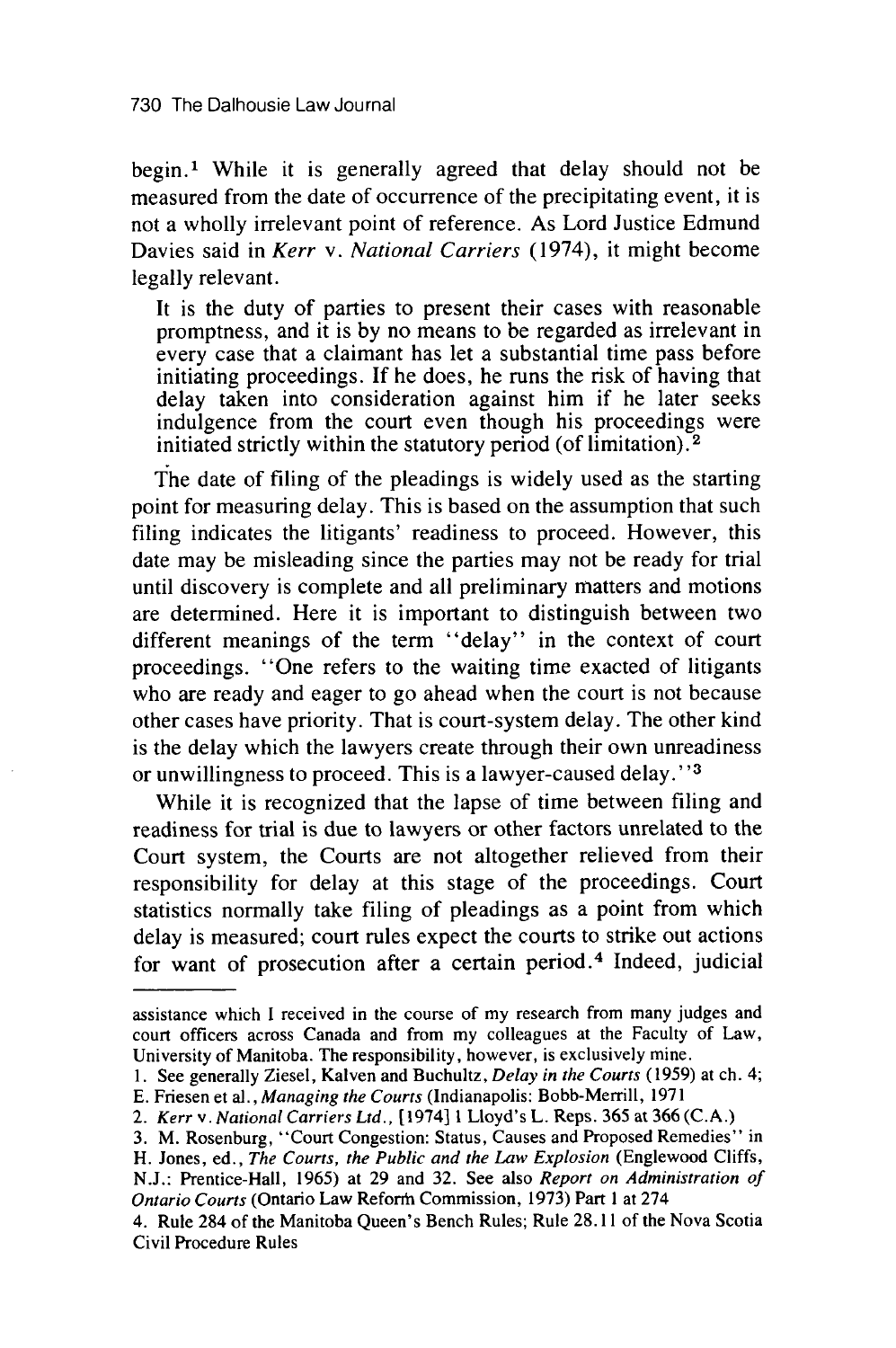begin.[1] While it is generally agreed that delay should not be measured from the date of occurrence of the precipitating event, it is not a wholly irrelevant point of reference. As Lord Justice Edmund Davies said in *Kerr* v. *National Carriers* (1974), it might become legally relevant.

> It is the duty of parties to present their cases with reasonable promptness, and it is by no means to be regarded as irrelevant in every case that a claimant has let a substantial time pass before initiating proceedings. If he does, he runs the risk of having that delay taken into consideration against him if he later seeks indulgence from the court even though his proceedings were initiated strictly within the statutory period (of limitation).[2]

The date of filing of the pleadings is widely used as the starting point for measuring delay. This is based on the assumption that such filing indicates the litigants' readiness to proceed. However, this date may be misleading since the parties may not be ready for trial until discovery is complete and all preliminary matters and motions are determined. Here it is important to distinguish between two different meanings of the term "delay" in the context of court proceedings. "One refers to the waiting time exacted of litigants who are ready and eager to go ahead when the court is not because other cases have priority. That is court-system delay. The other kind is the delay which the lawyers create through their own unreadiness or unwillingness to proceed. This is a lawyer-caused delay."[3]

While it is recognized that the lapse of time between filing and readiness for trial is due to lawyers or other factors unrelated to the Court system, the Courts are not altogether relieved from their responsibility for delay at this stage of the proceedings. Court statistics normally take filing of pleadings as a point from which delay is measured; court rules expect the courts to strike out actions for want of prosecution after a certain period.[4] Indeed, judicial

---

assistance which I received in the course of my research from many judges and court officers across Canada and from my colleagues at the Faculty of Law, University of Manitoba. The responsibility, however, is exclusively mine.

1. See generally Ziesel, Kalven and Buchultz, *Delay in the Courts* (1959) at ch. 4; E. Friesen et al., *Managing the Courts* (Indianapolis: Bobb-Merrill, 1971

2. *Kerr* v. *National Carriers Ltd.*, [1974] 1 Lloyd's L. Reps. 365 at 366 (C.A.)

3. M. Rosenburg, "Court Congestion: Status, Causes and Proposed Remedies" in H. Jones, ed., *The Courts, the Public and the Law Explosion* (Englewood Cliffs, N.J.: Prentice-Hall, 1965) at 29 and 32. See also *Report on Administration of Ontario Courts* (Ontario Law Reform Commission, 1973) Part 1 at 274

4. Rule 284 of the Manitoba Queen's Bench Rules; Rule 28.11 of the Nova Scotia Civil Procedure Rules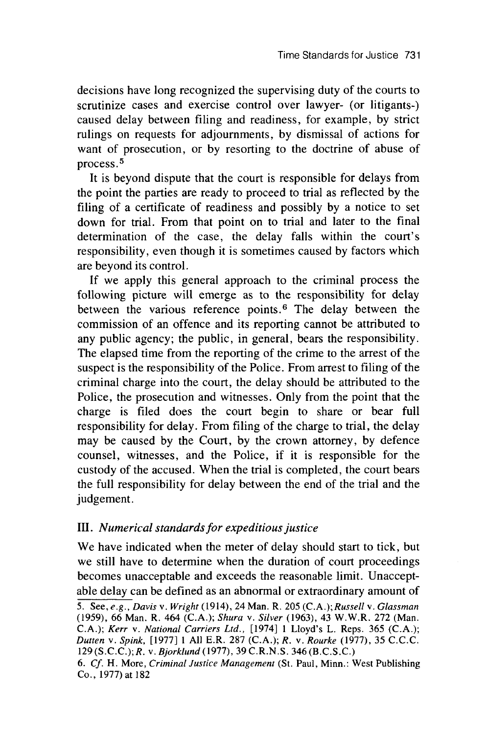decisions have long recognized the supervising duty of the courts to scrutinize cases and exercise control over lawyer- (or litigants-) caused delay between filing and readiness, for example, by strict rulings on requests for adjournments, by dismissal of actions for want of prosecution, or by resorting to the doctrine of abuse of process.[5]

It is beyond dispute that the court is responsible for delays from the point the parties are ready to proceed to trial as reflected by the filing of a certificate of readiness and possibly by a notice to set down for trial. From that point on to trial and later to the final determination of the case, the delay falls within the court's responsibility, even though it is sometimes caused by factors which are beyond its control.

If we apply this general approach to the criminal process the following picture will emerge as to the responsibility for delay between the various reference points.[6] The delay between the commission of an offence and its reporting cannot be attributed to any public agency; the public, in general, bears the responsibility. The elapsed time from the reporting of the crime to the arrest of the suspect is the responsibility of the Police. From arrest to filing of the criminal charge into the court, the delay should be attributed to the Police, the prosecution and witnesses. Only from the point that the charge is filed does the court begin to share or bear full responsibility for delay. From filing of the charge to trial, the delay may be caused by the Court, by the crown attorney, by defence counsel, witnesses, and the Police, if it is responsible for the custody of the accused. When the trial is completed, the court bears the full responsibility for delay between the end of the trial and the judgement.

## III. *Numerical standards for expeditious justice*

We have indicated when the meter of delay should start to tick, but we still have to determine when the duration of court proceedings becomes unacceptable and exceeds the reasonable limit. Unacceptable delay can be defined as an abnormal or extraordinary amount of

5. See, *e.g.*, *Davis* v. *Wright* (1914), 24 Man. R. 205 (C.A.); *Russell* v. *Glassman* (1959), 66 Man. R. 464 (C.A.); *Shura* v. *Silver* (1963), 43 W.W.R. 272 (Man. C.A.); *Kerr* v. *National Carriers Ltd.*, [1974] 1 Lloyd's L. Reps. 365 (C.A.); *Dutten* v. *Spink*, [1977] 1 All E.R. 287 (C.A.); *R.* v. *Rourke* (1977), 35 C.C.C. 129 (S.C.C.); *R.* v. *Bjorklund* (1977), 39 C.R.N.S. 346 (B.C.S.C.)

6. *Cf.* H. More, *Criminal Justice Management* (St. Paul, Minn.: West Publishing Co., 1977) at 182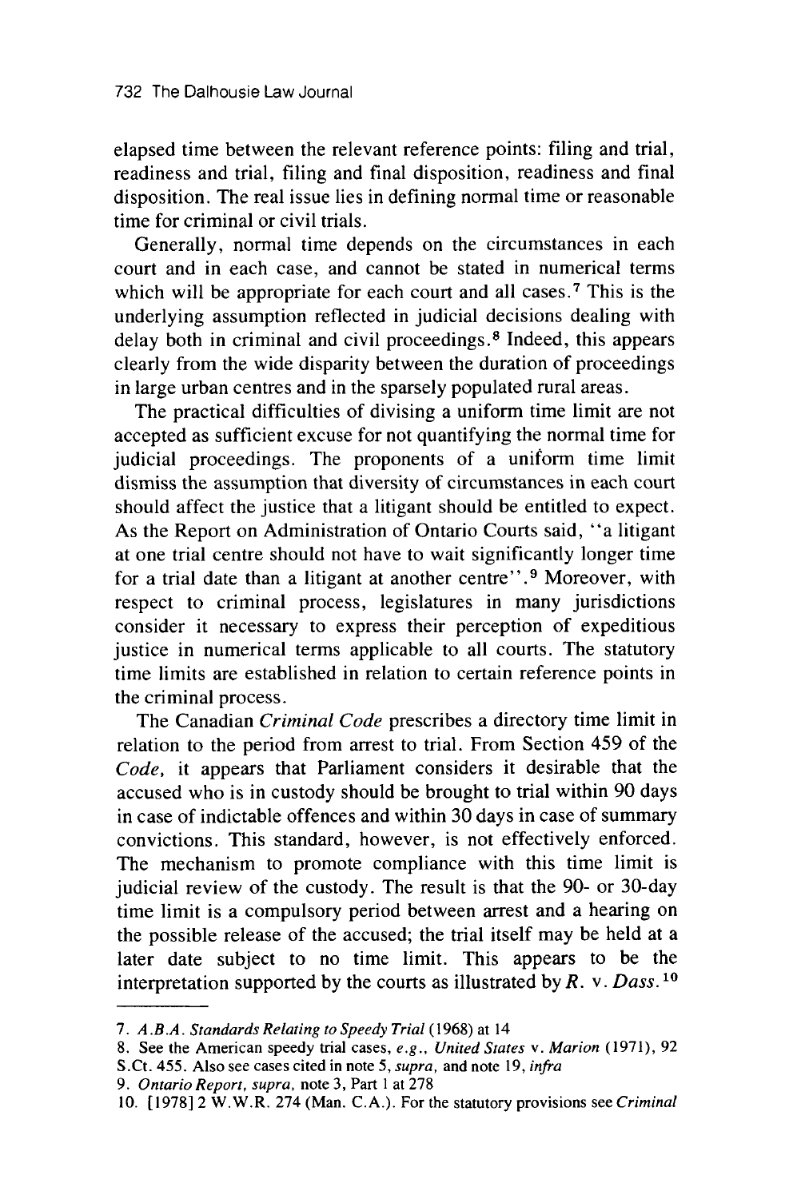elapsed time between the relevant reference points: filing and trial, readiness and trial, filing and final disposition, readiness and final disposition. The real issue lies in defining normal time or reasonable time for criminal or civil trials.

Generally, normal time depends on the circumstances in each court and in each case, and cannot be stated in numerical terms which will be appropriate for each court and all cases.[7] This is the underlying assumption reflected in judicial decisions dealing with delay both in criminal and civil proceedings.[8] Indeed, this appears clearly from the wide disparity between the duration of proceedings in large urban centres and in the sparsely populated rural areas.

The practical difficulties of divising a uniform time limit are not accepted as sufficient excuse for not quantifying the normal time for judicial proceedings. The proponents of a uniform time limit dismiss the assumption that diversity of circumstances in each court should affect the justice that a litigant should be entitled to expect. As the Report on Administration of Ontario Courts said, "a litigant at one trial centre should not have to wait significantly longer time for a trial date than a litigant at another centre".[9] Moreover, with respect to criminal process, legislatures in many jurisdictions consider it necessary to express their perception of expeditious justice in numerical terms applicable to all courts. The statutory time limits are established in relation to certain reference points in the criminal process.

The Canadian *Criminal Code* prescribes a directory time limit in relation to the period from arrest to trial. From Section 459 of the *Code*, it appears that Parliament considers it desirable that the accused who is in custody should be brought to trial within 90 days in case of indictable offences and within 30 days in case of summary convictions. This standard, however, is not effectively enforced. The mechanism to promote compliance with this time limit is judicial review of the custody. The result is that the 90- or 30-day time limit is a compulsory period between arrest and a hearing on the possible release of the accused; the trial itself may be held at a later date subject to no time limit. This appears to be the interpretation supported by the courts as illustrated by *R.* v. *Dass.*[10]

---

7. *A.B.A. Standards Relating to Speedy Trial* (1968) at 14

8. See the American speedy trial cases, *e.g.*, *United States* v. *Marion* (1971), 92 S.Ct. 455. Also see cases cited in note 5, *supra*, and note 19, *infra*

9. *Ontario Report*, *supra*, note 3, Part 1 at 278

10. [1978] 2 W.W.R. 274 (Man. C.A.). For the statutory provisions see *Criminal*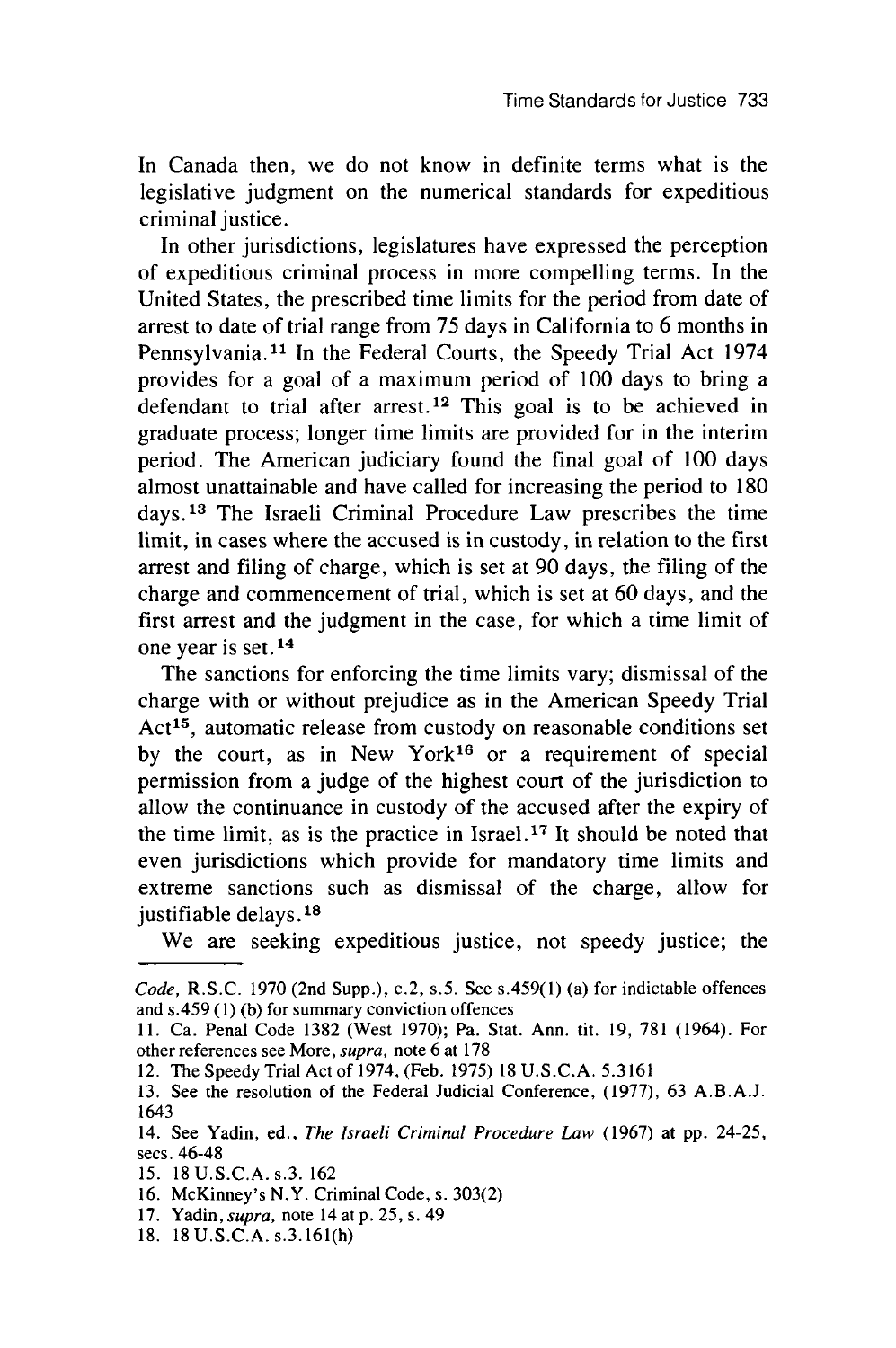In Canada then, we do not know in definite terms what is the legislative judgment on the numerical standards for expeditious criminal justice.

In other jurisdictions, legislatures have expressed the perception of expeditious criminal process in more compelling terms. In the United States, the prescribed time limits for the period from date of arrest to date of trial range from 75 days in California to 6 months in Pennsylvania.[11] In the Federal Courts, the Speedy Trial Act 1974 provides for a goal of a maximum period of 100 days to bring a defendant to trial after arrest.[12] This goal is to be achieved in graduate process; longer time limits are provided for in the interim period. The American judiciary found the final goal of 100 days almost unattainable and have called for increasing the period to 180 days.[13] The Israeli Criminal Procedure Law prescribes the time limit, in cases where the accused is in custody, in relation to the first arrest and filing of charge, which is set at 90 days, the filing of the charge and commencement of trial, which is set at 60 days, and the first arrest and the judgment in the case, for which a time limit of one year is set.[14]

The sanctions for enforcing the time limits vary; dismissal of the charge with or without prejudice as in the American Speedy Trial Act[15], automatic release from custody on reasonable conditions set by the court, as in New York[16] or a requirement of special permission from a judge of the highest court of the jurisdiction to allow the continuance in custody of the accused after the expiry of the time limit, as is the practice in Israel.[17] It should be noted that even jurisdictions which provide for mandatory time limits and extreme sanctions such as dismissal of the charge, allow for justifiable delays.[18]

We are seeking expeditious justice, not speedy justice; the

---

*Code*, R.S.C. 1970 (2nd Supp.), c.2, s.5. See s.459(1) (a) for indictable offences and s.459 (1) (b) for summary conviction offences

11. Ca. Penal Code 1382 (West 1970); Pa. Stat. Ann. tit. 19, 781 (1964). For other references see More, *supra*, note 6 at 178

12. The Speedy Trial Act of 1974, (Feb. 1975) 18 U.S.C.A. 5.3161

13. See the resolution of the Federal Judicial Conference, (1977), 63 A.B.A.J. 1643

14. See Yadin, ed., *The Israeli Criminal Procedure Law* (1967) at pp. 24-25, secs. 46-48

15. 18 U.S.C.A. s.3. 162

16. McKinney's N.Y. Criminal Code, s. 303(2)

17. Yadin, *supra*, note 14 at p. 25, s. 49

18. 18 U.S.C.A. s.3.161(h)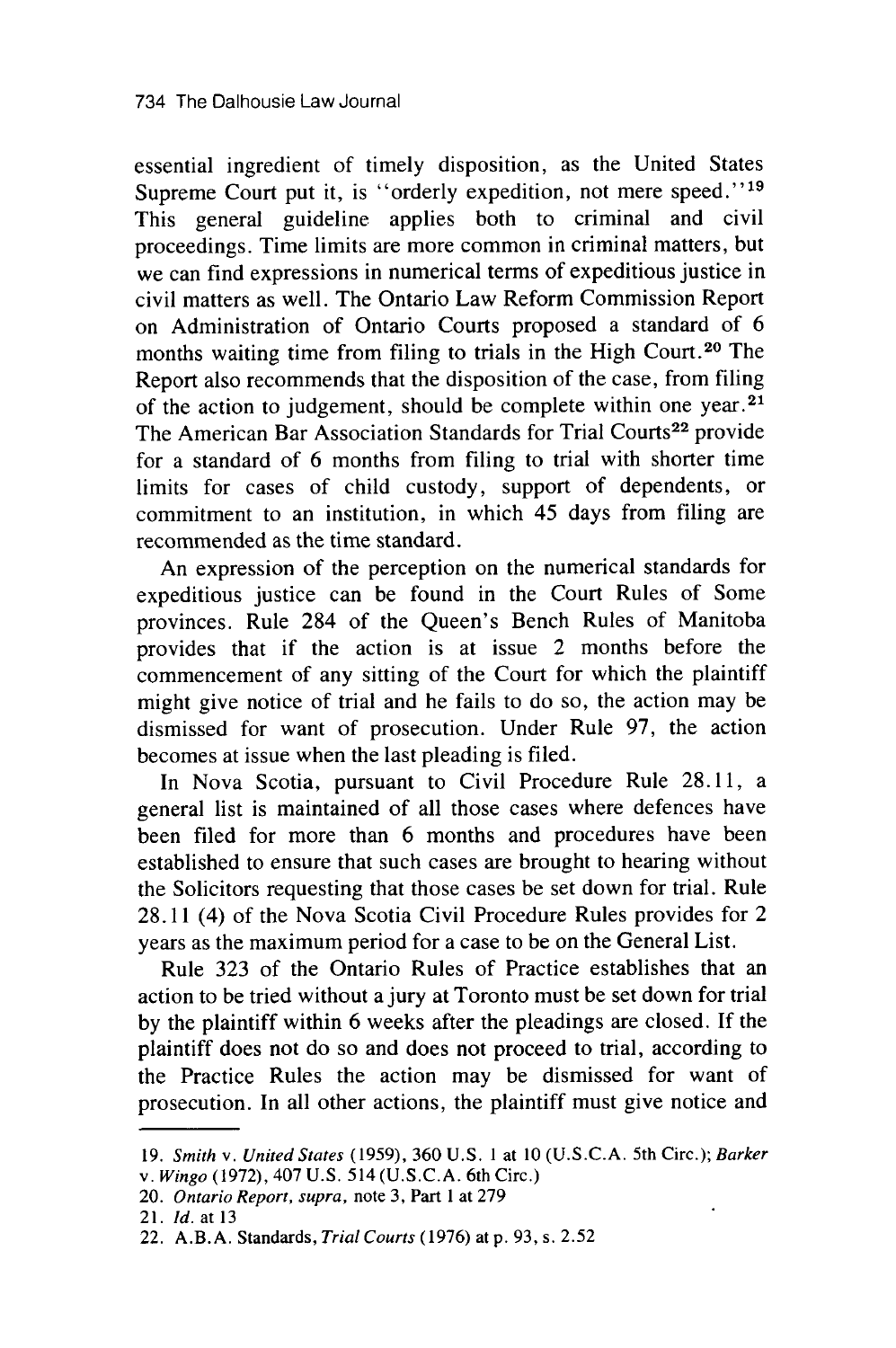essential ingredient of timely disposition, as the United States Supreme Court put it, is "orderly expedition, not mere speed."[19] This general guideline applies both to criminal and civil proceedings. Time limits are more common in criminal matters, but we can find expressions in numerical terms of expeditious justice in civil matters as well. The Ontario Law Reform Commission Report on Administration of Ontario Courts proposed a standard of 6 months waiting time from filing to trials in the High Court.[20] The Report also recommends that the disposition of the case, from filing of the action to judgement, should be complete within one year.[21] The American Bar Association Standards for Trial Courts[22] provide for a standard of 6 months from filing to trial with shorter time limits for cases of child custody, support of dependents, or commitment to an institution, in which 45 days from filing are recommended as the time standard.

An expression of the perception on the numerical standards for expeditious justice can be found in the Court Rules of Some provinces. Rule 284 of the Queen's Bench Rules of Manitoba provides that if the action is at issue 2 months before the commencement of any sitting of the Court for which the plaintiff might give notice of trial and he fails to do so, the action may be dismissed for want of prosecution. Under Rule 97, the action becomes at issue when the last pleading is filed.

In Nova Scotia, pursuant to Civil Procedure Rule 28.11, a general list is maintained of all those cases where defences have been filed for more than 6 months and procedures have been established to ensure that such cases are brought to hearing without the Solicitors requesting that those cases be set down for trial. Rule 28.11 (4) of the Nova Scotia Civil Procedure Rules provides for 2 years as the maximum period for a case to be on the General List.

Rule 323 of the Ontario Rules of Practice establishes that an action to be tried without a jury at Toronto must be set down for trial by the plaintiff within 6 weeks after the pleadings are closed. If the plaintiff does not do so and does not proceed to trial, according to the Practice Rules the action may be dismissed for want of prosecution. In all other actions, the plaintiff must give notice and

---

19. *Smith* v. *United States* (1959), 360 U.S. 1 at 10 (U.S.C.A. 5th Circ.); *Barker* v. *Wingo* (1972), 407 U.S. 514 (U.S.C.A. 6th Circ.)

20. *Ontario Report, supra*, note 3, Part 1 at 279

21. *Id.* at 13

22. A.B.A. Standards, *Trial Courts* (1976) at p. 93, s. 2.52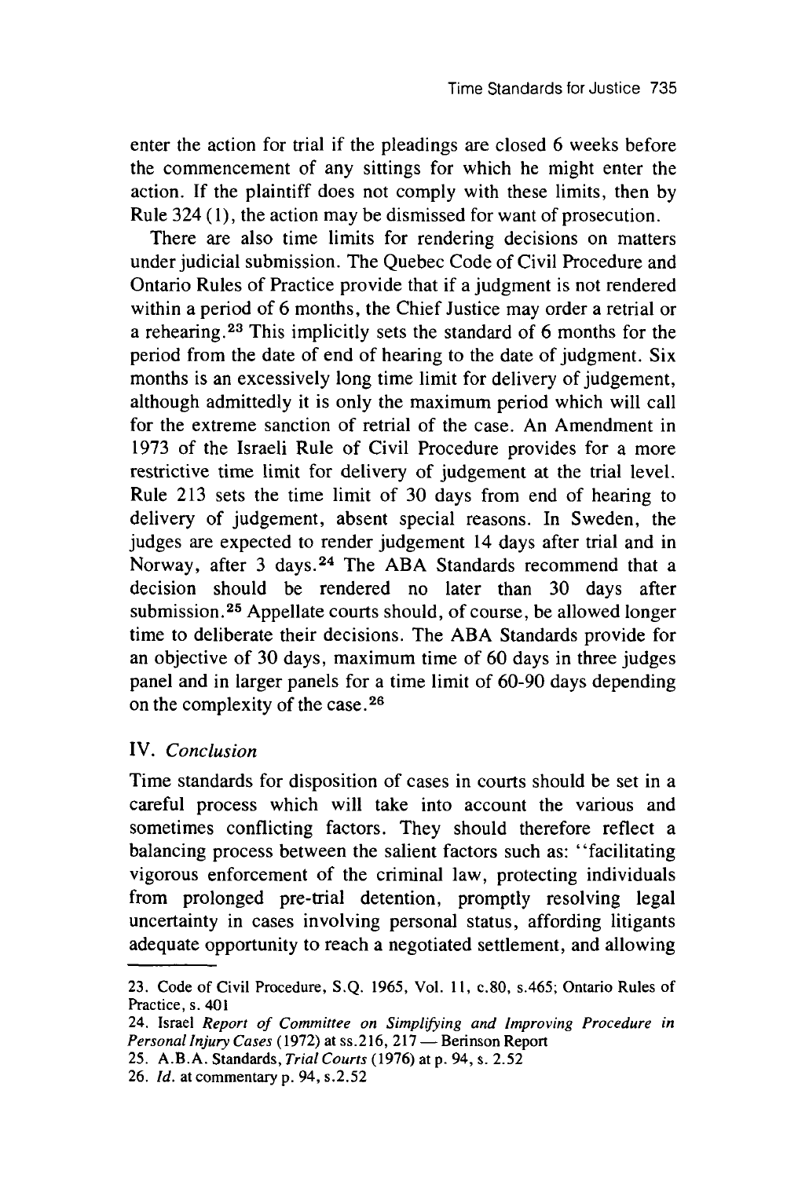enter the action for trial if the pleadings are closed 6 weeks before the commencement of any sittings for which he might enter the action. If the plaintiff does not comply with these limits, then by Rule 324 (1), the action may be dismissed for want of prosecution.

There are also time limits for rendering decisions on matters under judicial submission. The Quebec Code of Civil Procedure and Ontario Rules of Practice provide that if a judgment is not rendered within a period of 6 months, the Chief Justice may order a retrial or a rehearing.[23] This implicitly sets the standard of 6 months for the period from the date of end of hearing to the date of judgment. Six months is an excessively long time limit for delivery of judgement, although admittedly it is only the maximum period which will call for the extreme sanction of retrial of the case. An Amendment in 1973 of the Israeli Rule of Civil Procedure provides for a more restrictive time limit for delivery of judgement at the trial level. Rule 213 sets the time limit of 30 days from end of hearing to delivery of judgement, absent special reasons. In Sweden, the judges are expected to render judgement 14 days after trial and in Norway, after 3 days.[24] The ABA Standards recommend that a decision should be rendered no later than 30 days after submission.[25] Appellate courts should, of course, be allowed longer time to deliberate their decisions. The ABA Standards provide for an objective of 30 days, maximum time of 60 days in three judges panel and in larger panels for a time limit of 60-90 days depending on the complexity of the case.[26]

## IV. *Conclusion*

Time standards for disposition of cases in courts should be set in a careful process which will take into account the various and sometimes conflicting factors. They should therefore reflect a balancing process between the salient factors such as: "facilitating vigorous enforcement of the criminal law, protecting individuals from prolonged pre-trial detention, promptly resolving legal uncertainty in cases involving personal status, affording litigants adequate opportunity to reach a negotiated settlement, and allowing

---

23. Code of Civil Procedure, S.Q. 1965, Vol. 11, c.80, s.465; Ontario Rules of Practice, s. 401

24. Israel *Report of Committee on Simplifying and Improving Procedure in Personal Injury Cases* (1972) at ss.216, 217 — Berinson Report

25. A.B.A. Standards, *Trial Courts* (1976) at p. 94, s. 2.52

26. *Id.* at commentary p. 94, s.2.52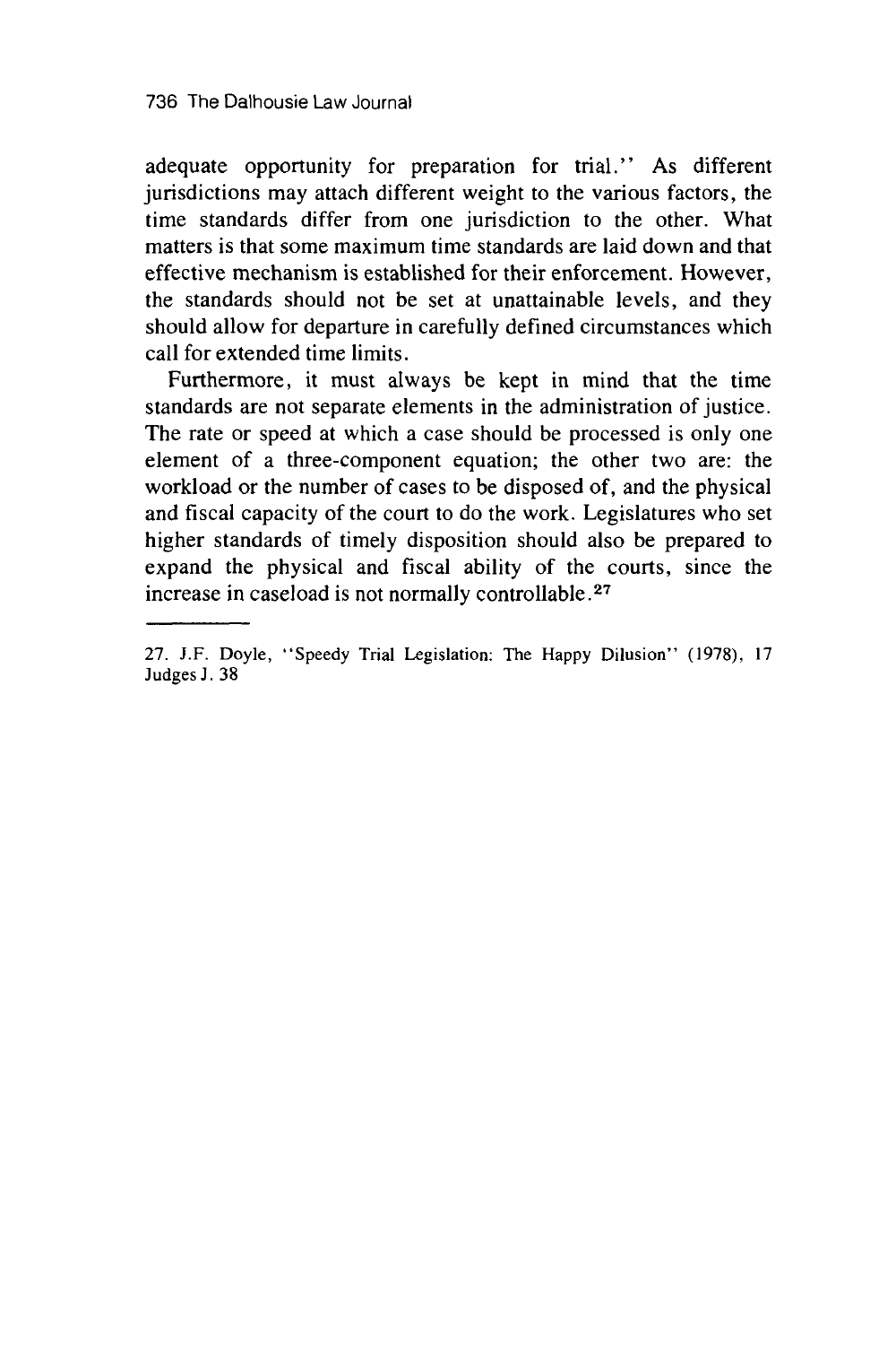adequate opportunity for preparation for trial." As different jurisdictions may attach different weight to the various factors, the time standards differ from one jurisdiction to the other. What matters is that some maximum time standards are laid down and that effective mechanism is established for their enforcement. However, the standards should not be set at unattainable levels, and they should allow for departure in carefully defined circumstances which call for extended time limits.

Furthermore, it must always be kept in mind that the time standards are not separate elements in the administration of justice. The rate or speed at which a case should be processed is only one element of a three-component equation; the other two are: the workload or the number of cases to be disposed of, and the physical and fiscal capacity of the court to do the work. Legislatures who set higher standards of timely disposition should also be prepared to expand the physical and fiscal ability of the courts, since the increase in caseload is not normally controllable.[27]

---

27. J.F. Doyle, "Speedy Trial Legislation: The Happy Dilusion" (1978), 17 Judges J. 38